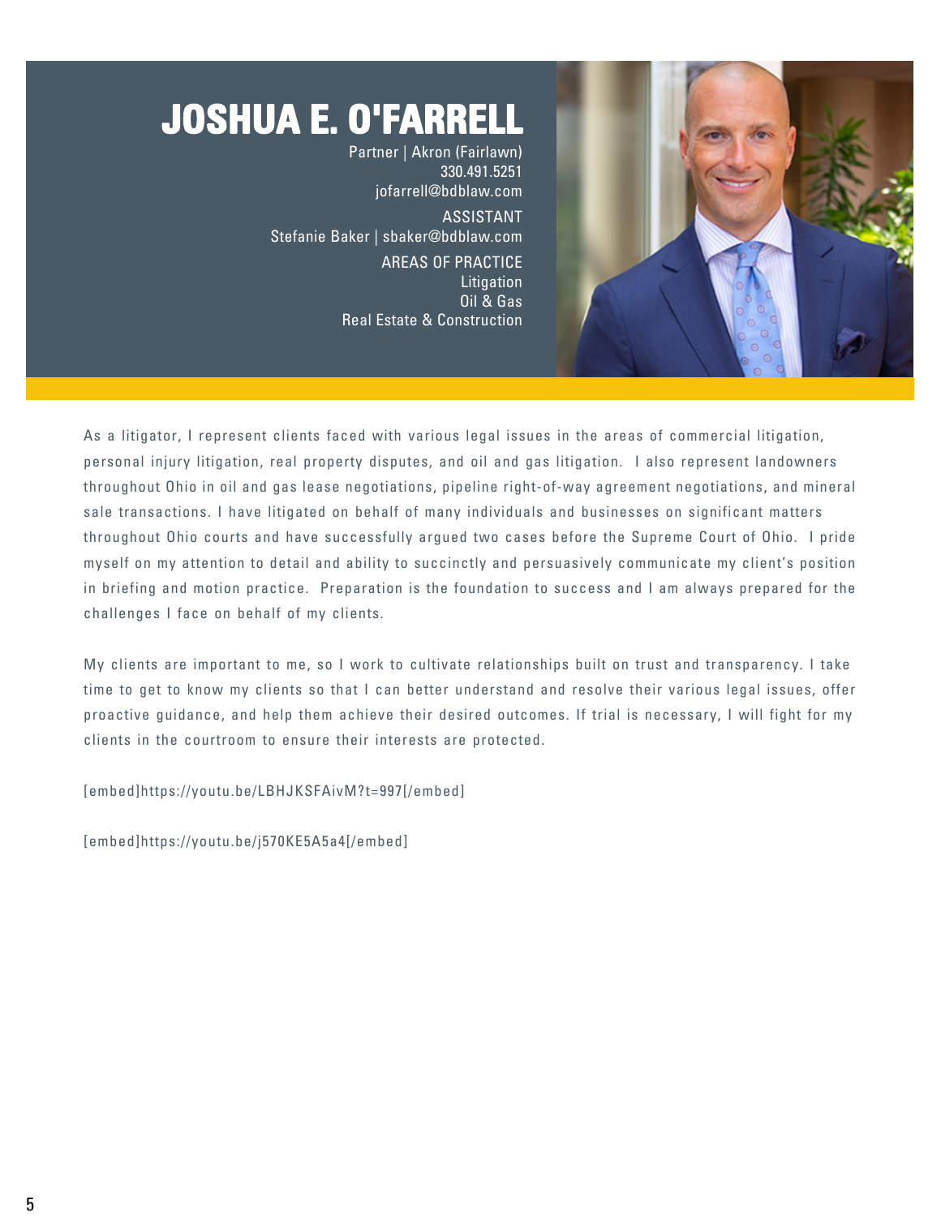# JOSHUA E. O'FARRELL

Partner | Akron (Fairlawn)
330.491.5251
jofarrell@bdblaw.com

ASSISTANT
Stefanie Baker | sbaker@bdblaw.com

AREAS OF PRACTICE
Litigation
Oil & Gas
Real Estate & Construction

As a litigator, I represent clients faced with various legal issues in the areas of commercial litigation, personal injury litigation, real property disputes, and oil and gas litigation. I also represent landowners throughout Ohio in oil and gas lease negotiations, pipeline right-of-way agreement negotiations, and mineral sale transactions. I have litigated on behalf of many individuals and businesses on significant matters throughout Ohio courts and have successfully argued two cases before the Supreme Court of Ohio. I pride myself on my attention to detail and ability to succinctly and persuasively communicate my client's position in briefing and motion practice. Preparation is the foundation to success and I am always prepared for the challenges I face on behalf of my clients.

My clients are important to me, so I work to cultivate relationships built on trust and transparency. I take time to get to know my clients so that I can better understand and resolve their various legal issues, offer proactive guidance, and help them achieve their desired outcomes. If trial is necessary, I will fight for my clients in the courtroom to ensure their interests are protected.

[embed]https://youtu.be/LBHJKSFAivM?t=997[/embed]

[embed]https://youtu.be/j570KE5A5a4[/embed]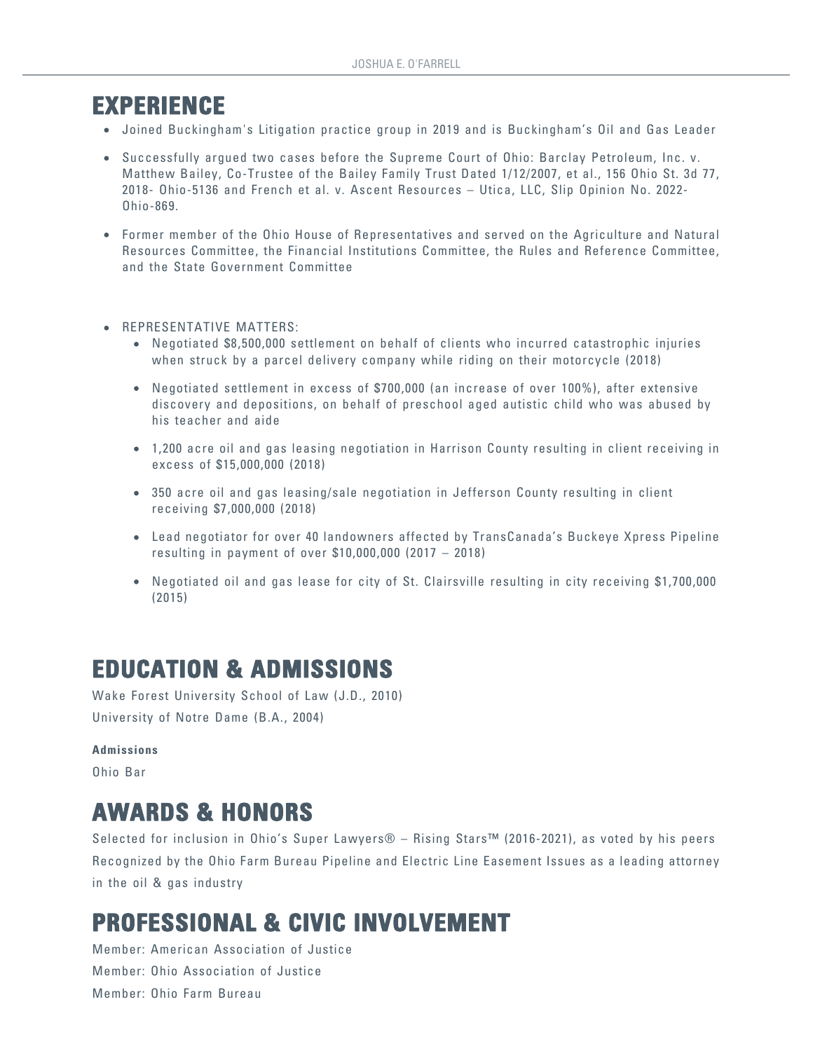# EXPERIENCE

- Joined Buckingham's Litigation practice group in 2019 and is Buckingham's Oil and Gas Leader
- Successfully argued two cases before the Supreme Court of Ohio: Barclay Petroleum, Inc. v. Matthew Bailey, Co-Trustee of the Bailey Family Trust Dated 1/12/2007, et al., 156 Ohio St. 3d 77, 2018- Ohio-5136 and French et al. v. Ascent Resources – Utica, LLC, Slip Opinion No. 2022-Ohio-869.
- Former member of the Ohio House of Representatives and served on the Agriculture and Natural Resources Committee, the Financial Institutions Committee, the Rules and Reference Committee, and the State Government Committee
- REPRESENTATIVE MATTERS:
  - Negotiated $8,500,000 settlement on behalf of clients who incurred catastrophic injuries when struck by a parcel delivery company while riding on their motorcycle (2018)
  - Negotiated settlement in excess of $700,000 (an increase of over 100%), after extensive discovery and depositions, on behalf of preschool aged autistic child who was abused by his teacher and aide
  - 1,200 acre oil and gas leasing negotiation in Harrison County resulting in client receiving in excess of $15,000,000 (2018)
  - 350 acre oil and gas leasing/sale negotiation in Jefferson County resulting in client receiving $7,000,000 (2018)
  - Lead negotiator for over 40 landowners affected by TransCanada's Buckeye Xpress Pipeline resulting in payment of over $10,000,000 (2017 – 2018)
  - Negotiated oil and gas lease for city of St. Clairsville resulting in city receiving $1,700,000 (2015)

# EDUCATION & ADMISSIONS

Wake Forest University School of Law (J.D., 2010)

University of Notre Dame (B.A., 2004)

**Admissions**

Ohio Bar

# AWARDS & HONORS

Selected for inclusion in Ohio's Super Lawyers® – Rising Stars™ (2016-2021), as voted by his peers

Recognized by the Ohio Farm Bureau Pipeline and Electric Line Easement Issues as a leading attorney in the oil & gas industry

# PROFESSIONAL & CIVIC INVOLVEMENT

Member: American Association of Justice

Member: Ohio Association of Justice

Member: Ohio Farm Bureau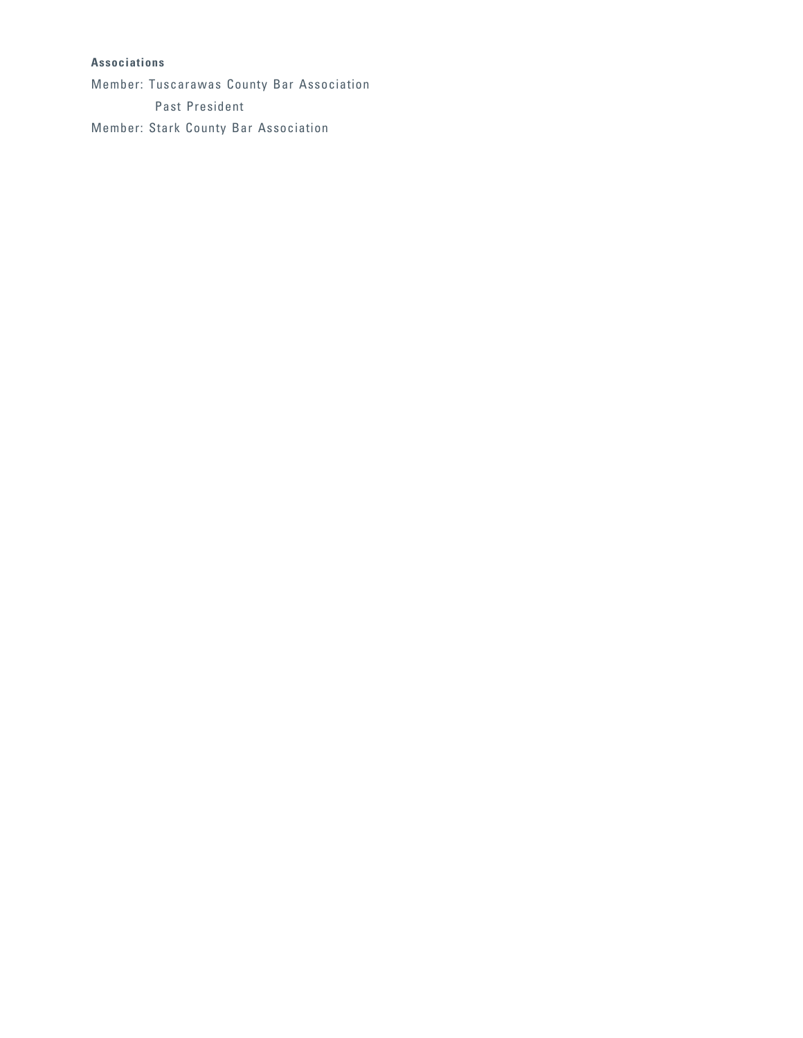**Associations**

Member: Tuscarawas County Bar Association

Past President

Member: Stark County Bar Association